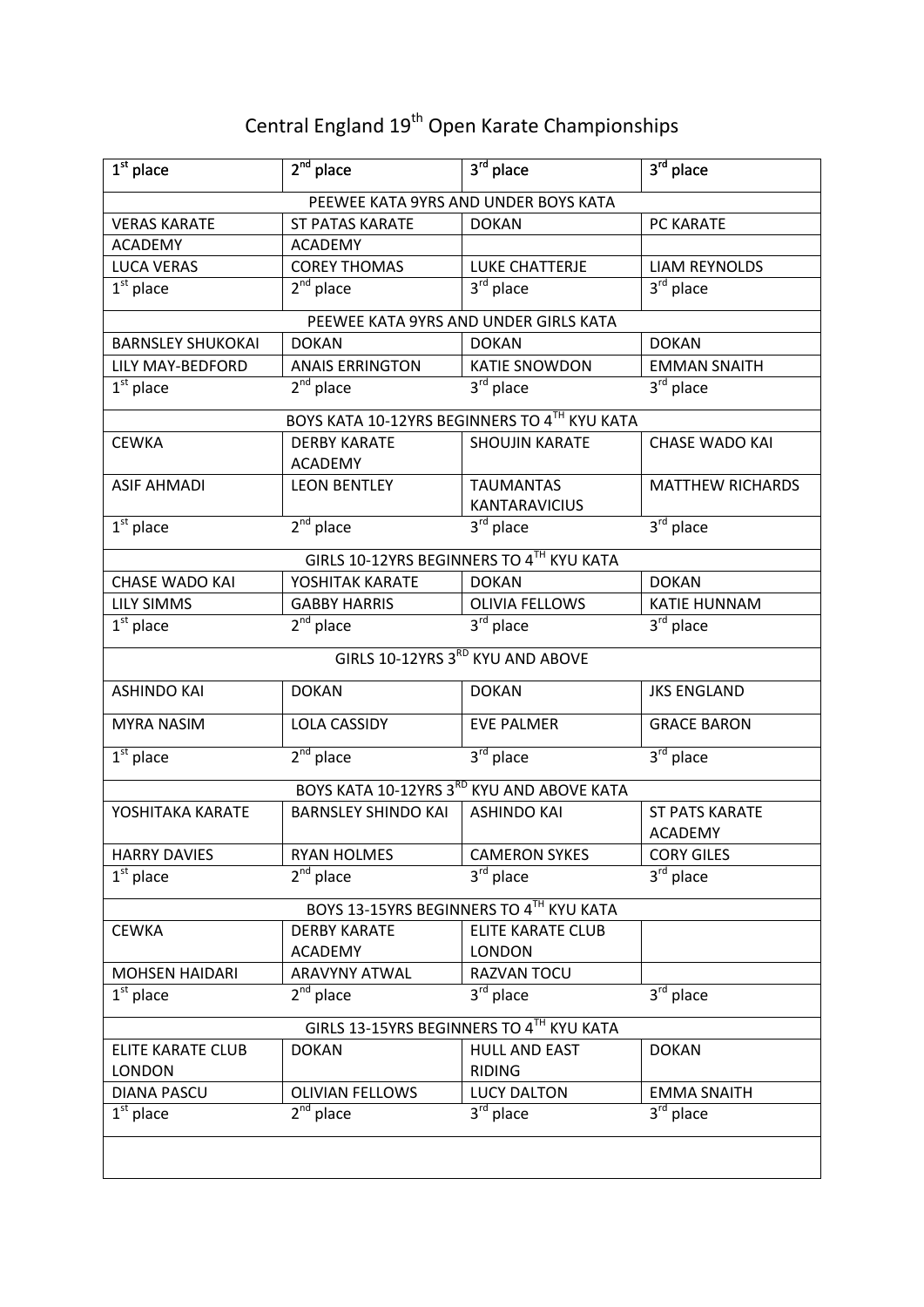# Central England 19th Open Karate Championships

| 1st place | 2nd place | 3rd place | 3rd place |
|---|---|---|---|
| PEEWEE KATA 9YRS AND UNDER BOYS KATA | | | |
| VERAS KARATE ACADEMY | ST PATAS KARATE ACADEMY | DOKAN | PC KARATE |
| LUCA VERAS | COREY THOMAS | LUKE CHATTERJE | LIAM REYNOLDS |
| 1st place | 2nd place | 3rd place | 3rd place |
| PEEWEE KATA 9YRS AND UNDER GIRLS KATA | | | |
| BARNSLEY SHUKOKAI | DOKAN | DOKAN | DOKAN |
| LILY MAY-BEDFORD | ANAIS ERRINGTON | KATIE SNOWDON | EMMAN SNAITH |
| 1st place | 2nd place | 3rd place | 3rd place |
| BOYS KATA 10-12YRS BEGINNERS TO 4TH KYU KATA | | | |
| CEWKA | DERBY KARATE ACADEMY | SHOUJIN KARATE | CHASE WADO KAI |
| ASIF AHMADI | LEON BENTLEY | TAUMANTAS KANTARAVICIUS | MATTHEW RICHARDS |
| 1st place | 2nd place | 3rd place | 3rd place |
| GIRLS 10-12YRS BEGINNERS TO 4TH KYU KATA | | | |
| CHASE WADO KAI | YOSHITAK KARATE | DOKAN | DOKAN |
| LILY SIMMS | GABBY HARRIS | OLIVIA FELLOWS | KATIE HUNNAM |
| 1st place | 2nd place | 3rd place | 3rd place |
| GIRLS 10-12YRS 3RD KYU AND ABOVE | | | |
| ASHINDO KAI | DOKAN | DOKAN | JKS ENGLAND |
| MYRA NASIM | LOLA CASSIDY | EVE PALMER | GRACE BARON |
| 1st place | 2nd place | 3rd place | 3rd place |
| BOYS KATA 10-12YRS 3RD KYU AND ABOVE KATA | | | |
| YOSHITAKA KARATE | BARNSLEY SHINDO KAI | ASHINDO KAI | ST PATS KARATE ACADEMY |
| HARRY DAVIES | RYAN HOLMES | CAMERON SYKES | CORY GILES |
| 1st place | 2nd place | 3rd place | 3rd place |
| BOYS 13-15YRS BEGINNERS TO 4TH KYU KATA | | | |
| CEWKA | DERBY KARATE ACADEMY | ELITE KARATE CLUB LONDON | |
| MOHSEN HAIDARI | ARAVYNY ATWAL | RAZVAN TOCU | |
| 1st place | 2nd place | 3rd place | 3rd place |
| GIRLS 13-15YRS BEGINNERS TO 4TH KYU KATA | | | |
| ELITE KARATE CLUB LONDON | DOKAN | HULL AND EAST RIDING | DOKAN |
| DIANA PASCU | OLIVIAN FELLOWS | LUCY DALTON | EMMA SNAITH |
| 1st place | 2nd place | 3rd place | 3rd place |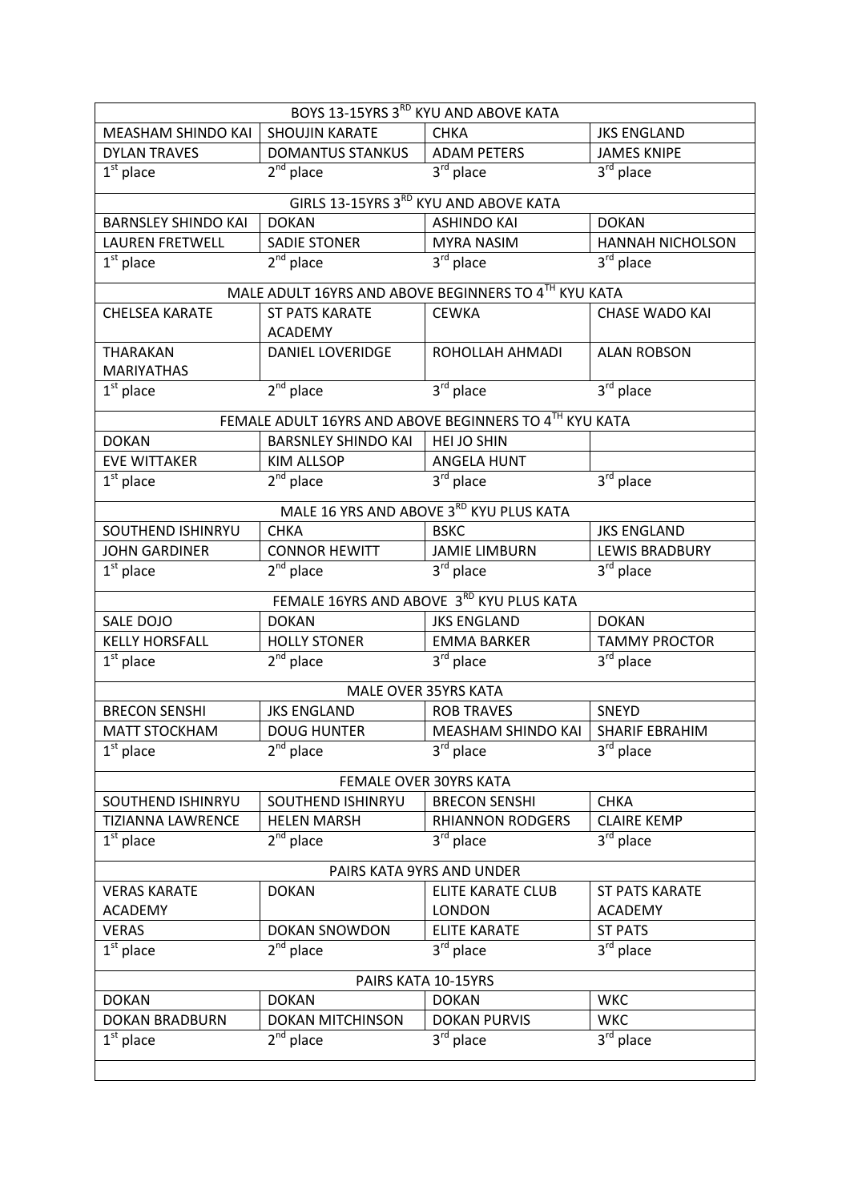| BOYS 13-15YRS 3RD KYU AND ABOVE KATA | | | |
|---|---|---|---|
| MEASHAM SHINDO KAI | SHOUJIN KARATE | CHKA | JKS ENGLAND |
| DYLAN TRAVES | DOMANTUS STANKUS | ADAM PETERS | JAMES KNIPE |
| 1st place | 2nd place | 3rd place | 3rd place |

| GIRLS 13-15YRS 3RD KYU AND ABOVE KATA | | | |
|---|---|---|---|
| BARNSLEY SHINDO KAI | DOKAN | ASHINDO KAI | DOKAN |
| LAUREN FRETWELL | SADIE STONER | MYRA NASIM | HANNAH NICHOLSON |
| 1st place | 2nd place | 3rd place | 3rd place |

| MALE ADULT 16YRS AND ABOVE BEGINNERS TO 4TH KYU KATA | | | |
|---|---|---|---|
| CHELSEA KARATE | ST PATS KARATE ACADEMY | CEWKA | CHASE WADO KAI |
| THARAKAN MARIYATHAS | DANIEL LOVERIDGE | ROHOLLAH AHMADI | ALAN ROBSON |
| 1st place | 2nd place | 3rd place | 3rd place |

| FEMALE ADULT 16YRS AND ABOVE BEGINNERS TO 4TH KYU KATA | | | |
|---|---|---|---|
| DOKAN | BARSNLEY SHINDO KAI | HEI JO SHIN | |
| EVE WITTAKER | KIM ALLSOP | ANGELA HUNT | |
| 1st place | 2nd place | 3rd place | 3rd place |

| MALE 16 YRS AND ABOVE 3RD KYU PLUS KATA | | | |
|---|---|---|---|
| SOUTHEND ISHINRYU | CHKA | BSKC | JKS ENGLAND |
| JOHN GARDINER | CONNOR HEWITT | JAMIE LIMBURN | LEWIS BRADBURY |
| 1st place | 2nd place | 3rd place | 3rd place |

| FEMALE 16YRS AND ABOVE 3RD KYU PLUS KATA | | | |
|---|---|---|---|
| SALE DOJO | DOKAN | JKS ENGLAND | DOKAN |
| KELLY HORSFALL | HOLLY STONER | EMMA BARKER | TAMMY PROCTOR |
| 1st place | 2nd place | 3rd place | 3rd place |

| MALE OVER 35YRS KATA | | | |
|---|---|---|---|
| BRECON SENSHI | JKS ENGLAND | ROB TRAVES | SNEYD |
| MATT STOCKHAM | DOUG HUNTER | MEASHAM SHINDO KAI | SHARIF EBRAHIM |
| 1st place | 2nd place | 3rd place | 3rd place |

| FEMALE OVER 30YRS KATA | | | |
|---|---|---|---|
| SOUTHEND ISHINRYU | SOUTHEND ISHINRYU | BRECON SENSHI | CHKA |
| TIZIANNA LAWRENCE | HELEN MARSH | RHIANNON RODGERS | CLAIRE KEMP |
| 1st place | 2nd place | 3rd place | 3rd place |

| PAIRS KATA 9YRS AND UNDER | | | |
|---|---|---|---|
| VERAS KARATE ACADEMY | DOKAN | ELITE KARATE CLUB LONDON | ST PATS KARATE ACADEMY |
| VERAS | DOKAN SNOWDON | ELITE KARATE | ST PATS |
| 1st place | 2nd place | 3rd place | 3rd place |

| PAIRS KATA 10-15YRS | | | |
|---|---|---|---|
| DOKAN | DOKAN | DOKAN | WKC |
| DOKAN BRADBURN | DOKAN MITCHINSON | DOKAN PURVIS | WKC |
| 1st place | 2nd place | 3rd place | 3rd place |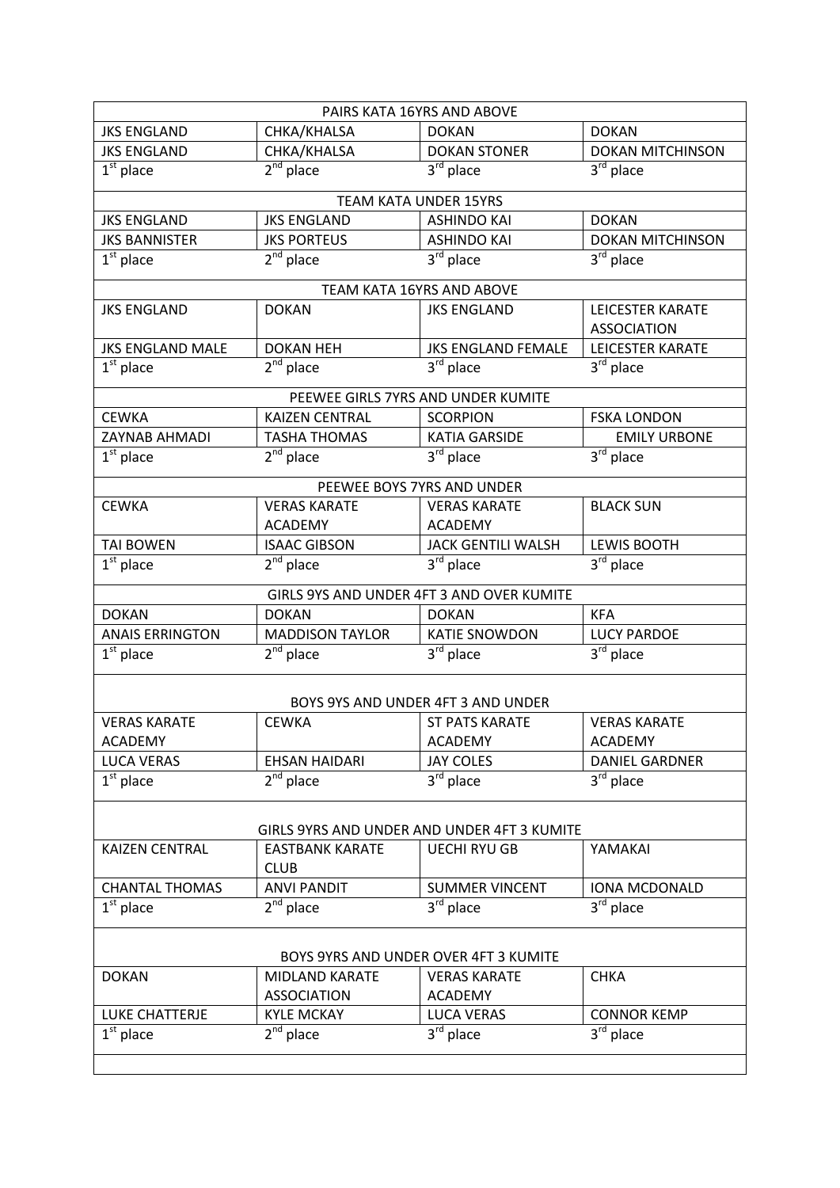| PAIRS KATA 16YRS AND ABOVE | | | |
|---|---|---|---|
| JKS ENGLAND | CHKA/KHALSA | DOKAN | DOKAN |
| JKS ENGLAND | CHKA/KHALSA | DOKAN STONER | DOKAN MITCHINSON |
| 1st place | 2nd place | 3rd place | 3rd place |

| TEAM KATA UNDER 15YRS | | | |
|---|---|---|---|
| JKS ENGLAND | JKS ENGLAND | ASHINDO KAI | DOKAN |
| JKS BANNISTER | JKS PORTEUS | ASHINDO KAI | DOKAN MITCHINSON |
| 1st place | 2nd place | 3rd place | 3rd place |

| TEAM KATA 16YRS AND ABOVE | | | |
|---|---|---|---|
| JKS ENGLAND | DOKAN | JKS ENGLAND | LEICESTER KARATE ASSOCIATION |
| JKS ENGLAND MALE | DOKAN HEH | JKS ENGLAND FEMALE | LEICESTER KARATE |
| 1st place | 2nd place | 3rd place | 3rd place |

| PEEWEE GIRLS 7YRS AND UNDER KUMITE | | | |
|---|---|---|---|
| CEWKA | KAIZEN CENTRAL | SCORPION | FSKA LONDON |
| ZAYNAB AHMADI | TASHA THOMAS | KATIA GARSIDE | EMILY URBONE |
| 1st place | 2nd place | 3rd place | 3rd place |

| PEEWEE BOYS 7YRS AND UNDER | | | |
|---|---|---|---|
| CEWKA | VERAS KARATE ACADEMY | VERAS KARATE ACADEMY | BLACK SUN |
| TAI BOWEN | ISAAC GIBSON | JACK GENTILI WALSH | LEWIS BOOTH |
| 1st place | 2nd place | 3rd place | 3rd place |

| GIRLS 9YS AND UNDER 4FT 3 AND OVER KUMITE | | | |
|---|---|---|---|
| DOKAN | DOKAN | DOKAN | KFA |
| ANAIS ERRINGTON | MADDISON TAYLOR | KATIE SNOWDON | LUCY PARDOE |
| 1st place | 2nd place | 3rd place | 3rd place |

| BOYS 9YS AND UNDER 4FT 3 AND UNDER | | | |
|---|---|---|---|
| VERAS KARATE ACADEMY | CEWKA | ST PATS KARATE ACADEMY | VERAS KARATE ACADEMY |
| LUCA VERAS | EHSAN HAIDARI | JAY COLES | DANIEL GARDNER |
| 1st place | 2nd place | 3rd place | 3rd place |

| GIRLS 9YRS AND UNDER AND UNDER 4FT 3 KUMITE | | | |
|---|---|---|---|
| KAIZEN CENTRAL | EASTBANK KARATE CLUB | UECHI RYU GB | YAMAKAI |
| CHANTAL THOMAS | ANVI PANDIT | SUMMER VINCENT | IONA MCDONALD |
| 1st place | 2nd place | 3rd place | 3rd place |

| BOYS 9YRS AND UNDER OVER 4FT 3 KUMITE | | | |
|---|---|---|---|
| DOKAN | MIDLAND KARATE ASSOCIATION | VERAS KARATE ACADEMY | CHKA |
| LUKE CHATTERJE | KYLE MCKAY | LUCA VERAS | CONNOR KEMP |
| 1st place | 2nd place | 3rd place | 3rd place |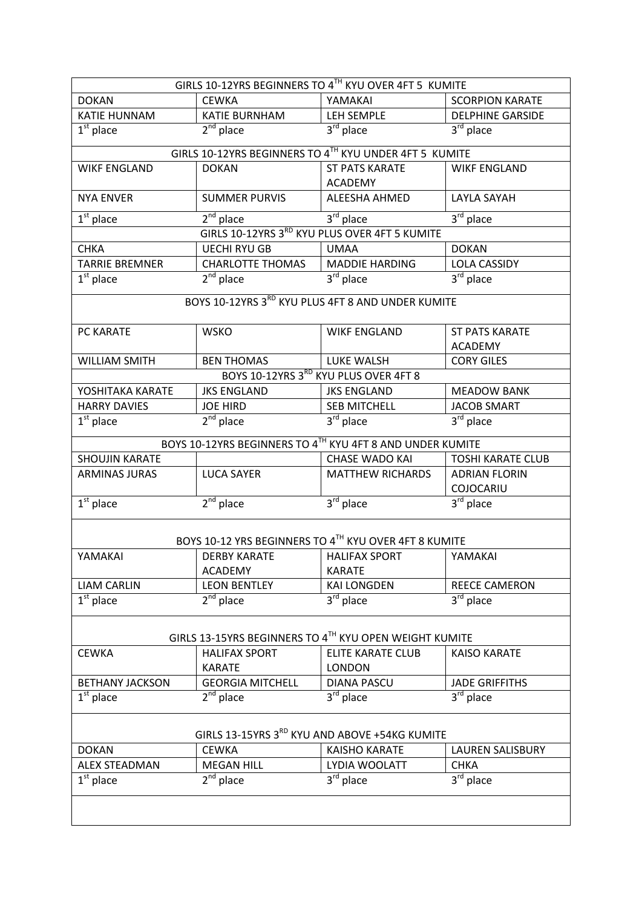| GIRLS 10-12YRS BEGINNERS TO 4TH KYU OVER 4FT 5 KUMITE | | | |
|---|---|---|---|
| DOKAN | CEWKA | YAMAKAI | SCORPION KARATE |
| KATIE HUNNAM | KATIE BURNHAM | LEH SEMPLE | DELPHINE GARSIDE |
| 1st place | 2nd place | 3rd place | 3rd place |
| GIRLS 10-12YRS BEGINNERS TO 4TH KYU UNDER 4FT 5 KUMITE | | | |
| WIKF ENGLAND | DOKAN | ST PATS KARATE ACADEMY | WIKF ENGLAND |
| NYA ENVER | SUMMER PURVIS | ALEESHA AHMED | LAYLA SAYAH |
| 1st place | 2nd place | 3rd place | 3rd place |
| GIRLS 10-12YRS 3RD KYU PLUS OVER 4FT 5 KUMITE | | | |
| CHKA | UECHI RYU GB | UMAA | DOKAN |
| TARRIE BREMNER | CHARLOTTE THOMAS | MADDIE HARDING | LOLA CASSIDY |
| 1st place | 2nd place | 3rd place | 3rd place |
| BOYS 10-12YRS 3RD KYU PLUS 4FT 8 AND UNDER KUMITE | | | |
| PC KARATE | WSKO | WIKF ENGLAND | ST PATS KARATE ACADEMY |
| WILLIAM SMITH | BEN THOMAS | LUKE WALSH | CORY GILES |
| BOYS 10-12YRS 3RD KYU PLUS OVER 4FT 8 | | | |
| YOSHITAKA KARATE | JKS ENGLAND | JKS ENGLAND | MEADOW BANK |
| HARRY DAVIES | JOE HIRD | SEB MITCHELL | JACOB SMART |
| 1st place | 2nd place | 3rd place | 3rd place |
| BOYS 10-12YRS BEGINNERS TO 4TH KYU 4FT 8 AND UNDER KUMITE | | | |
| SHOUJIN KARATE | | CHASE WADO KAI | TOSHI KARATE CLUB |
| ARMINAS JURAS | LUCA SAYER | MATTHEW RICHARDS | ADRIAN FLORIN COJOCARIU |
| 1st place | 2nd place | 3rd place | 3rd place |
| BOYS 10-12 YRS BEGINNERS TO 4TH KYU OVER 4FT 8 KUMITE | | | |
| YAMAKAI | DERBY KARATE ACADEMY | HALIFAX SPORT KARATE | YAMAKAI |
| LIAM CARLIN | LEON BENTLEY | KAI LONGDEN | REECE CAMERON |
| 1st place | 2nd place | 3rd place | 3rd place |
| GIRLS 13-15YRS BEGINNERS TO 4TH KYU OPEN WEIGHT KUMITE | | | |
| CEWKA | HALIFAX SPORT KARATE | ELITE KARATE CLUB LONDON | KAISO KARATE |
| BETHANY JACKSON | GEORGIA MITCHELL | DIANA PASCU | JADE GRIFFITHS |
| 1st place | 2nd place | 3rd place | 3rd place |
| GIRLS 13-15YRS 3RD KYU AND ABOVE +54KG KUMITE | | | |
| DOKAN | CEWKA | KAISHO KARATE | LAUREN SALISBURY |
| ALEX STEADMAN | MEGAN HILL | LYDIA WOOLATT | CHKA |
| 1st place | 2nd place | 3rd place | 3rd place |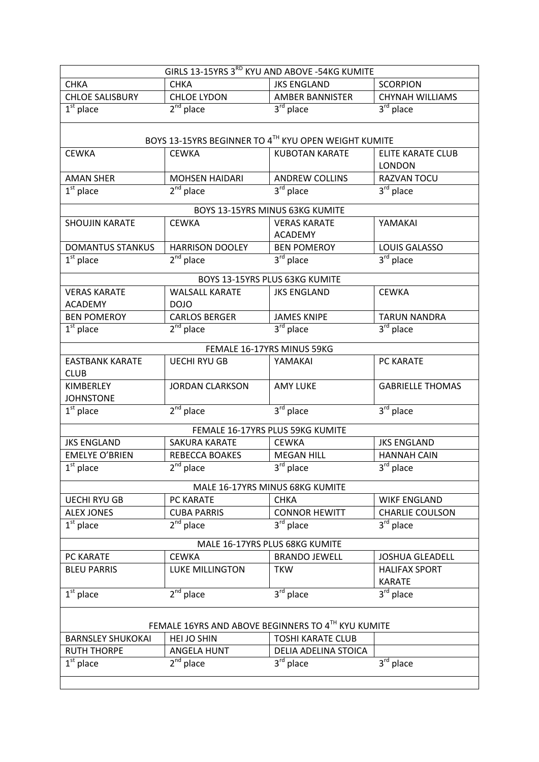| GIRLS 13-15YRS 3RD KYU AND ABOVE -54KG KUMITE | | | |
|---|---|---|---|
| CHKA | CHKA | JKS ENGLAND | SCORPION |
| CHLOE SALISBURY | CHLOE LYDON | AMBER BANNISTER | CHYNAH WILLIAMS |
| 1st place | 2nd place | 3rd place | 3rd place |

| BOYS 13-15YRS BEGINNER TO 4TH KYU OPEN WEIGHT KUMITE | | | |
|---|---|---|---|
| CEWKA | CEWKA | KUBOTAN KARATE | ELITE KARATE CLUB LONDON |
| AMAN SHER | MOHSEN HAIDARI | ANDREW COLLINS | RAZVAN TOCU |
| 1st place | 2nd place | 3rd place | 3rd place |

| BOYS 13-15YRS MINUS 63KG KUMITE | | | |
|---|---|---|---|
| SHOUJIN KARATE | CEWKA | VERAS KARATE ACADEMY | YAMAKAI |
| DOMANTUS STANKUS | HARRISON DOOLEY | BEN POMEROY | LOUIS GALASSO |
| 1st place | 2nd place | 3rd place | 3rd place |

| BOYS 13-15YRS PLUS 63KG KUMITE | | | |
|---|---|---|---|
| VERAS KARATE ACADEMY | WALSALL KARATE DOJO | JKS ENGLAND | CEWKA |
| BEN POMEROY | CARLOS BERGER | JAMES KNIPE | TARUN NANDRA |
| 1st place | 2nd place | 3rd place | 3rd place |

| FEMALE 16-17YRS MINUS 59KG | | | |
|---|---|---|---|
| EASTBANK KARATE CLUB | UECHI RYU GB | YAMAKAI | PC KARATE |
| KIMBERLEY JOHNSTONE | JORDAN CLARKSON | AMY LUKE | GABRIELLE THOMAS |
| 1st place | 2nd place | 3rd place | 3rd place |

| FEMALE 16-17YRS PLUS 59KG KUMITE | | | |
|---|---|---|---|
| JKS ENGLAND | SAKURA KARATE | CEWKA | JKS ENGLAND |
| EMELYE O'BRIEN | REBECCA BOAKES | MEGAN HILL | HANNAH CAIN |
| 1st place | 2nd place | 3rd place | 3rd place |

| MALE 16-17YRS MINUS 68KG KUMITE | | | |
|---|---|---|---|
| UECHI RYU GB | PC KARATE | CHKA | WIKF ENGLAND |
| ALEX JONES | CUBA PARRIS | CONNOR HEWITT | CHARLIE COULSON |
| 1st place | 2nd place | 3rd place | 3rd place |

| MALE 16-17YRS PLUS 68KG KUMITE | | | |
|---|---|---|---|
| PC KARATE | CEWKA | BRANDO JEWELL | JOSHUA GLEADELL |
| BLEU PARRIS | LUKE MILLINGTON | TKW | HALIFAX SPORT KARATE |
| 1st place | 2nd place | 3rd place | 3rd place |

| FEMALE 16YRS AND ABOVE BEGINNERS TO 4TH KYU KUMITE | | | |
|---|---|---|---|
| BARNSLEY SHUKOKAI | HEI JO SHIN | TOSHI KARATE CLUB | |
| RUTH THORPE | ANGELA HUNT | DELIA ADELINA STOICA | |
| 1st place | 2nd place | 3rd place | 3rd place |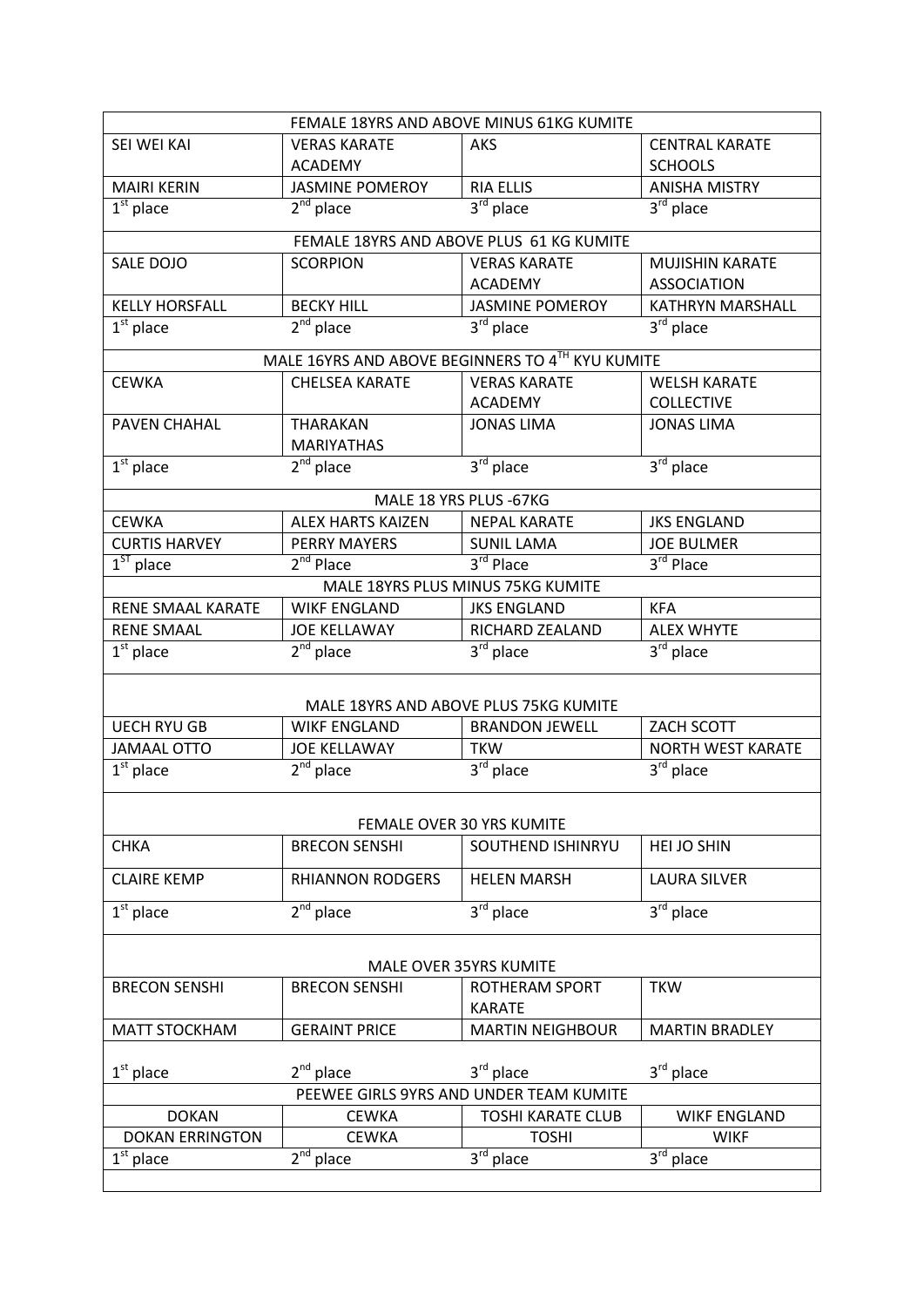| FEMALE 18YRS AND ABOVE MINUS 61KG KUMITE | | | |
|---|---|---|---|
| SEI WEI KAI | VERAS KARATE ACADEMY | AKS | CENTRAL KARATE SCHOOLS |
| MAIRI KERIN | JASMINE POMEROY | RIA ELLIS | ANISHA MISTRY |
| 1st place | 2nd place | 3rd place | 3rd place |

| FEMALE 18YRS AND ABOVE PLUS 61 KG KUMITE | | | |
|---|---|---|---|
| SALE DOJO | SCORPION | VERAS KARATE ACADEMY | MUJISHIN KARATE ASSOCIATION |
| KELLY HORSFALL | BECKY HILL | JASMINE POMEROY | KATHRYN MARSHALL |
| 1st place | 2nd place | 3rd place | 3rd place |

| MALE 16YRS AND ABOVE BEGINNERS TO 4TH KYU KUMITE | | | |
|---|---|---|---|
| CEWKA | CHELSEA KARATE | VERAS KARATE ACADEMY | WELSH KARATE COLLECTIVE |
| PAVEN CHAHAL | THARAKAN MARIYATHAS | JONAS LIMA | JONAS LIMA |
| 1st place | 2nd place | 3rd place | 3rd place |

| MALE 18 YRS PLUS -67KG | | | |
|---|---|---|---|
| CEWKA | ALEX HARTS KAIZEN | NEPAL KARATE | JKS ENGLAND |
| CURTIS HARVEY | PERRY MAYERS | SUNIL LAMA | JOE BULMER |
| 1ST place | 2nd Place | 3rd Place | 3rd Place |

| MALE 18YRS PLUS MINUS 75KG KUMITE | | | |
|---|---|---|---|
| RENE SMAAL KARATE | WIKF ENGLAND | JKS ENGLAND | KFA |
| RENE SMAAL | JOE KELLAWAY | RICHARD ZEALAND | ALEX WHYTE |
| 1st place | 2nd place | 3rd place | 3rd place |

| MALE 18YRS AND ABOVE PLUS 75KG KUMITE | | | |
|---|---|---|---|
| UECH RYU GB | WIKF ENGLAND | BRANDON JEWELL | ZACH SCOTT |
| JAMAAL OTTO | JOE KELLAWAY | TKW | NORTH WEST KARATE |
| 1st place | 2nd place | 3rd place | 3rd place |

| FEMALE OVER 30 YRS KUMITE | | | |
|---|---|---|---|
| CHKA | BRECON SENSHI | SOUTHEND ISHINRYU | HEI JO SHIN |
| CLAIRE KEMP | RHIANNON RODGERS | HELEN MARSH | LAURA SILVER |
| 1st place | 2nd place | 3rd place | 3rd place |

| MALE OVER 35YRS KUMITE | | | |
|---|---|---|---|
| BRECON SENSHI | BRECON SENSHI | ROTHERAM SPORT KARATE | TKW |
| MATT STOCKHAM | GERAINT PRICE | MARTIN NEIGHBOUR | MARTIN BRADLEY |
| 1st place | 2nd place | 3rd place | 3rd place |

| PEEWEE GIRLS 9YRS AND UNDER TEAM KUMITE | | | |
|---|---|---|---|
| DOKAN | CEWKA | TOSHI KARATE CLUB | WIKF ENGLAND |
| DOKAN ERRINGTON | CEWKA | TOSHI | WIKF |
| 1st place | 2nd place | 3rd place | 3rd place |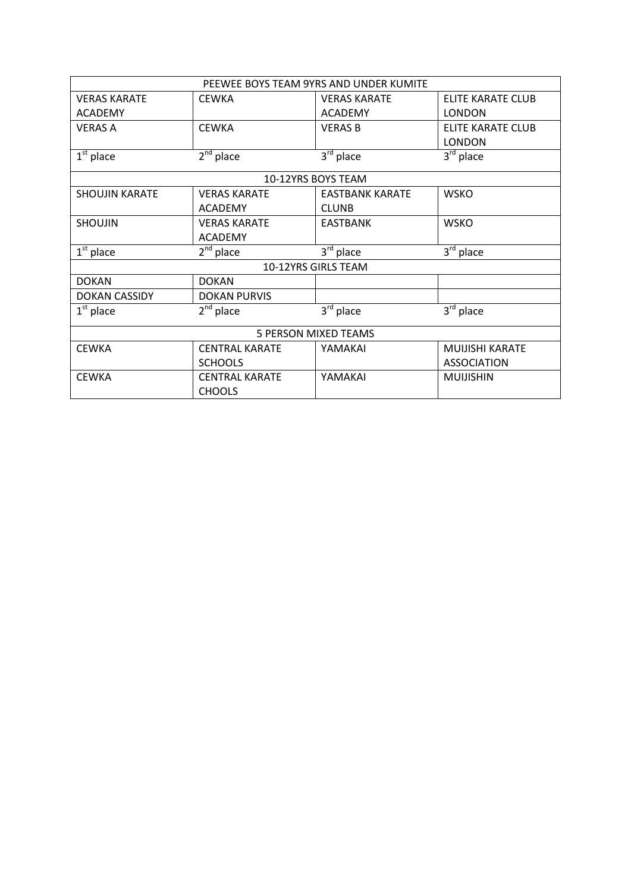| | | | |
|---|---|---|---|
| PEEWEE BOYS TEAM 9YRS AND UNDER KUMITE | | | |
| VERAS KARATE ACADEMY | CEWKA | VERAS KARATE ACADEMY | ELITE KARATE CLUB LONDON |
| VERAS A | CEWKA | VERAS B | ELITE KARATE CLUB LONDON |
| 1st place | 2nd place | 3rd place | 3rd place |
| 10-12YRS BOYS TEAM | | | |
| SHOUJIN KARATE | VERAS KARATE ACADEMY | EASTBANK KARATE CLUNB | WSKO |
| SHOUJIN | VERAS KARATE ACADEMY | EASTBANK | WSKO |
| 1st place | 2nd place | 3rd place | 3rd place |
| 10-12YRS GIRLS TEAM | | | |
| DOKAN | DOKAN | | |
| DOKAN CASSIDY | DOKAN PURVIS | | |
| 1st place | 2nd place | 3rd place | 3rd place |
| 5 PERSON MIXED TEAMS | | | |
| CEWKA | CENTRAL KARATE SCHOOLS | YAMAKAI | MUIJISHI KARATE ASSOCIATION |
| CEWKA | CENTRAL KARATE CHOOLS | YAMAKAI | MUIJISHIN |